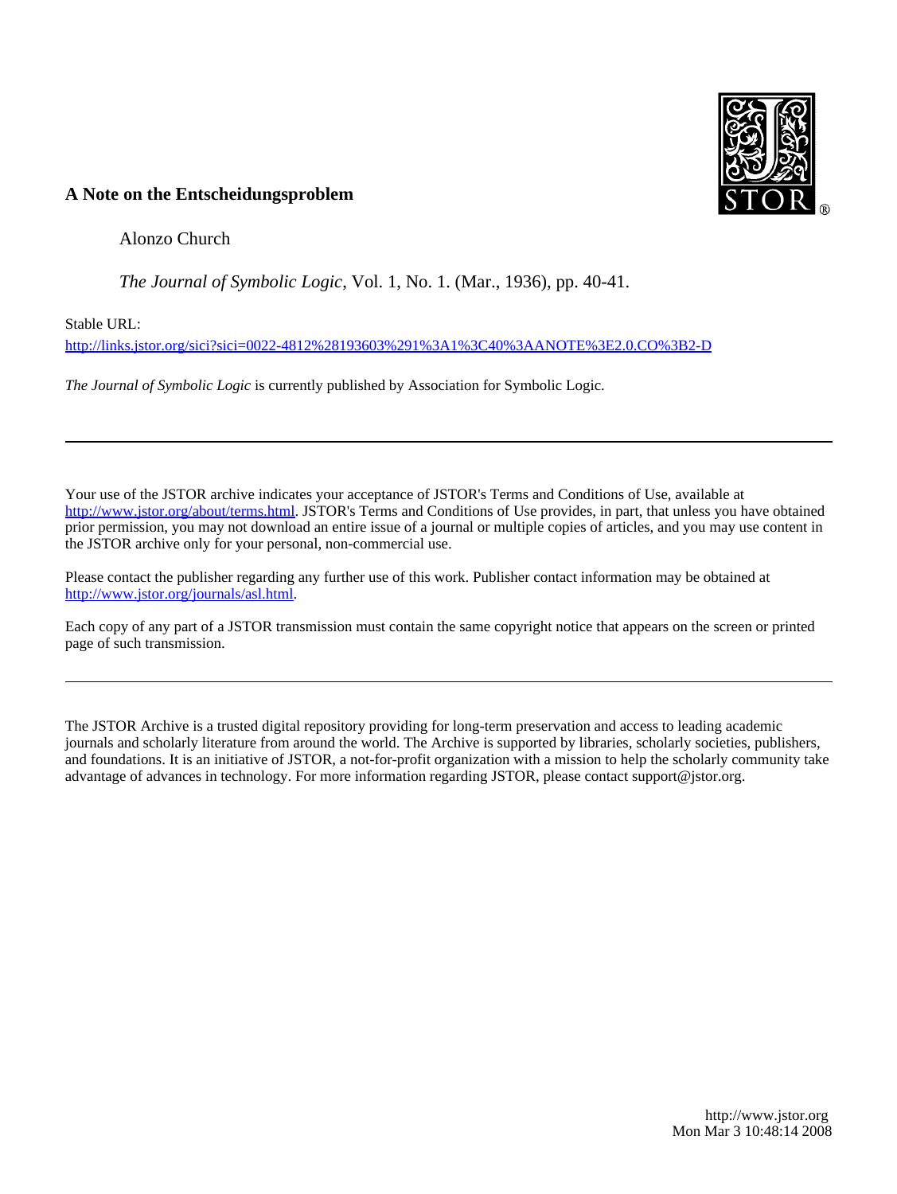**A Note on the Entscheidungsproblem**

Alonzo Church

*The Journal of Symbolic Logic*, Vol. 1, No. 1. (Mar., 1936), pp. 40-41.

Stable URL:

http://links.jstor.org/sici?sici=0022-4812%28193603%291%3A1%3C40%3AANOTE%3E2.0.CO%3B2-D

*The Journal of Symbolic Logic* is currently published by Association for Symbolic Logic.

---

Your use of the JSTOR archive indicates your acceptance of JSTOR's Terms and Conditions of Use, available at http://www.jstor.org/about/terms.html. JSTOR's Terms and Conditions of Use provides, in part, that unless you have obtained prior permission, you may not download an entire issue of a journal or multiple copies of articles, and you may use content in the JSTOR archive only for your personal, non-commercial use.

Please contact the publisher regarding any further use of this work. Publisher contact information may be obtained at http://www.jstor.org/journals/asl.html.

Each copy of any part of a JSTOR transmission must contain the same copyright notice that appears on the screen or printed page of such transmission.

---

The JSTOR Archive is a trusted digital repository providing for long-term preservation and access to leading academic journals and scholarly literature from around the world. The Archive is supported by libraries, scholarly societies, publishers, and foundations. It is an initiative of JSTOR, a not-for-profit organization with a mission to help the scholarly community take advantage of advances in technology. For more information regarding JSTOR, please contact support@jstor.org.

http://www.jstor.org
Mon Mar 3 10:48:14 2008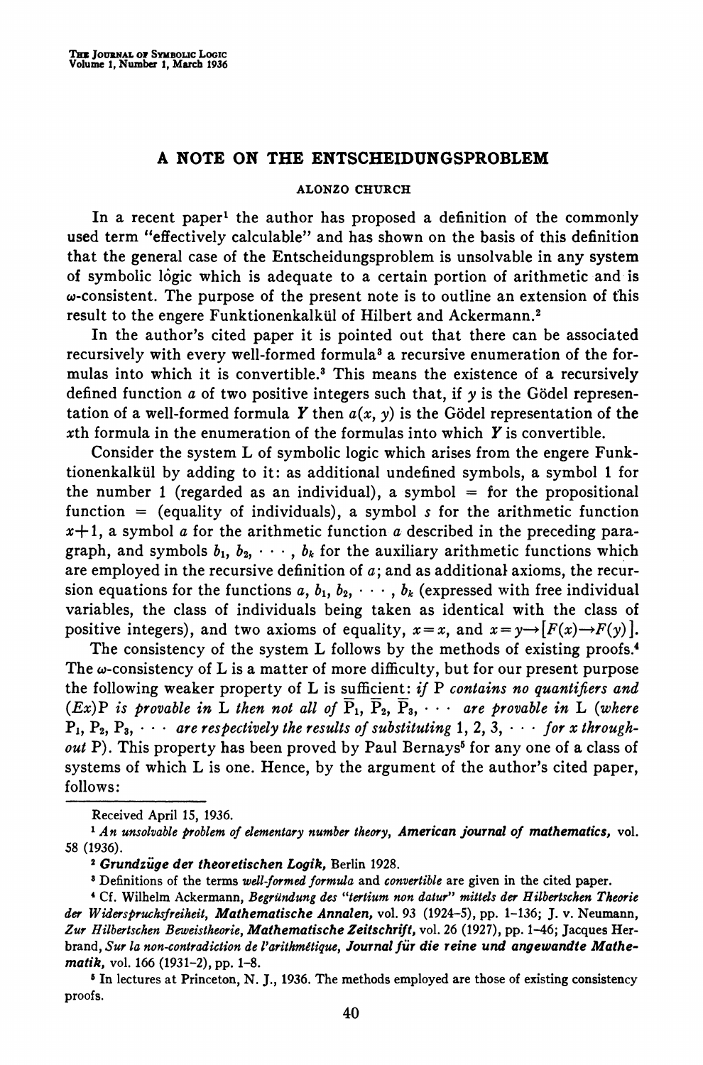## A NOTE ON THE ENTSCHEIDUNGSPROBLEM

ALONZO CHURCH

In a recent paper[1] the author has proposed a definition of the commonly used term "effectively calculable" and has shown on the basis of this definition that the general case of the Entscheidungsproblem is unsolvable in any system of symbolic logic which is adequate to a certain portion of arithmetic and is $\omega$-consistent. The purpose of the present note is to outline an extension of this result to the engere Funktionenkalkül of Hilbert and Ackermann.[2]

In the author's cited paper it is pointed out that there can be associated recursively with every well-formed formula[3] a recursive enumeration of the formulas into which it is convertible.[3] This means the existence of a recursively defined function $a$ of two positive integers such that, if $y$ is the Gödel representation of a well-formed formula $Y$ then $a(x, y)$ is the Gödel representation of the $x$th formula in the enumeration of the formulas into which $Y$ is convertible.

Consider the system L of symbolic logic which arises from the engere Funktionenkalkül by adding to it: as additional undefined symbols, a symbol 1 for the number 1 (regarded as an individual), a symbol = for the propositional function = (equality of individuals), a symbol $s$ for the arithmetic function $x+1$, a symbol $a$ for the arithmetic function $a$ described in the preceding paragraph, and symbols $b_1, b_2, \cdots, b_k$ for the auxiliary arithmetic functions which are employed in the recursive definition of $a$; and as additional axioms, the recursion equations for the functions $a, b_1, b_2, \cdots, b_k$ (expressed with free individual variables, the class of individuals being taken as identical with the class of positive integers), and two axioms of equality, $x=x$, and $x=y \rightarrow [F(x) \rightarrow F(y)]$.

The consistency of the system L follows by the methods of existing proofs.[4] The $\omega$-consistency of L is a matter of more difficulty, but for our present purpose the following weaker property of L is sufficient: *if* P *contains no quantifiers and* $(Ex)$P *is provable in* L *then not all of* $\overline{\text{P}}_1, \overline{\text{P}}_2, \overline{\text{P}}_3, \cdots$ *are provable in* L (*where* $\text{P}_1, \text{P}_2, \text{P}_3, \cdots$ *are respectively the results of substituting* 1, 2, 3, $\cdots$ *for* $x$ *throughout* P). This property has been proved by Paul Bernays[5] for any one of a class of systems of which L is one. Hence, by the argument of the author's cited paper, follows:

---

Received April 15, 1936.

[1] *An unsolvable problem of elementary number theory*, **American journal of mathematics**, vol. 58 (1936).

[2] **Grundzüge der theoretischen Logik**, Berlin 1928.

[3] Definitions of the terms *well-formed formula* and *convertible* are given in the cited paper.

[4] Cf. Wilhelm Ackermann, *Begründung des "tertium non datur" mittels der Hilbertschen Theorie der Widerspruchsfreiheit*, **Mathematische Annalen**, vol. 93 (1924–5), pp. 1–136; J. v. Neumann, *Zur Hilbertschen Beweistheorie*, **Mathematische Zeitschrift**, vol. 26 (1927), pp. 1–46; Jacques Herbrand, *Sur la non-contradiction de l'arithmétique*, **Journal für die reine und angewandte Mathematik**, vol. 166 (1931–2), pp. 1–8.

[5] In lectures at Princeton, N. J., 1936. The methods employed are those of existing consistency proofs.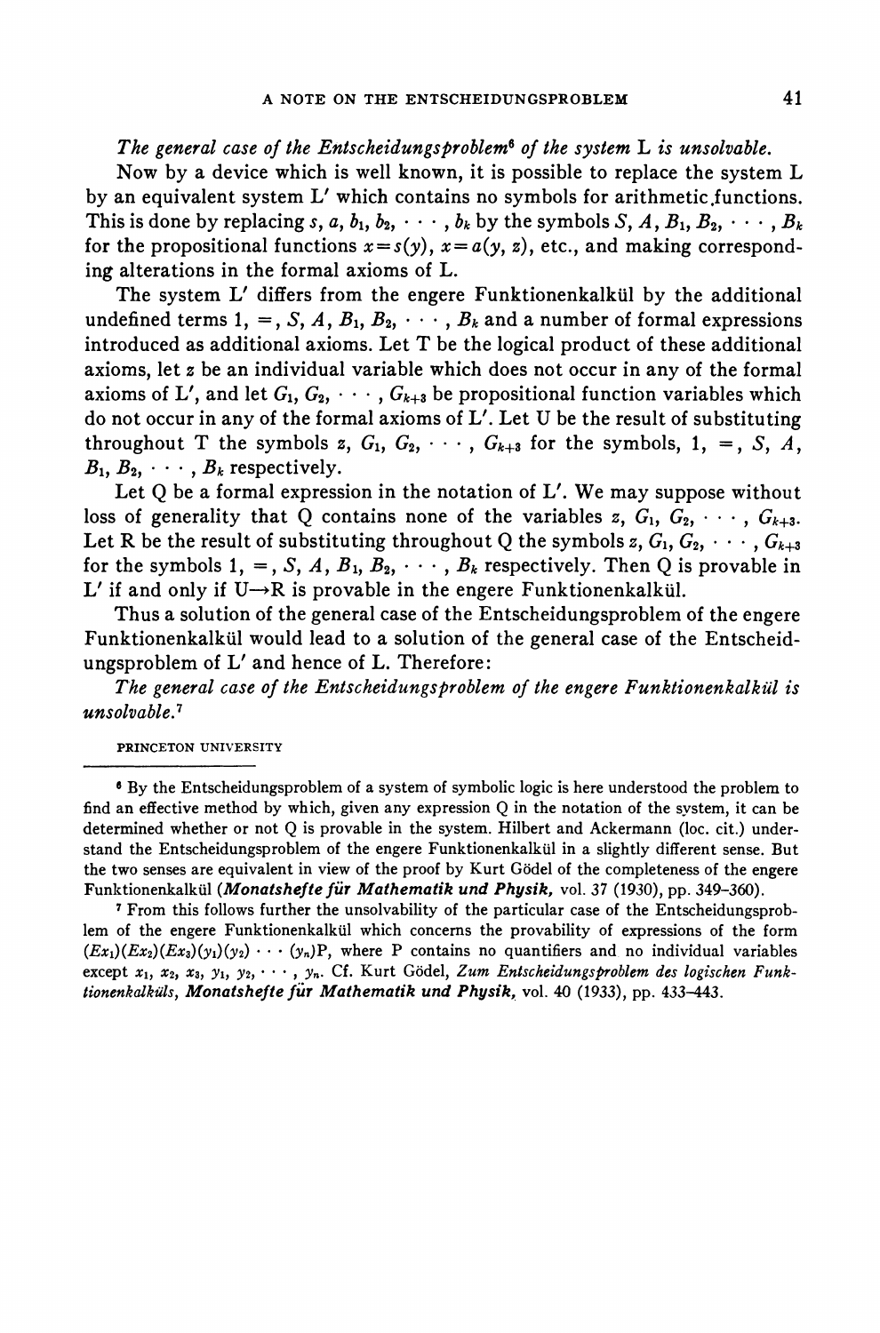*The general case of the Entscheidungsproblem*[6] *of the system* L *is unsolvable.*

Now by a device which is well known, it is possible to replace the system L by an equivalent system L′ which contains no symbols for arithmetic functions. This is done by replacing $s$, $a$, $b_1, b_2, \cdots, b_k$ by the symbols $S$, $A$, $B_1, B_2, \cdots, B_k$ for the propositional functions $x=s(y)$, $x=a(y, z)$, etc., and making corresponding alterations in the formal axioms of L.

The system L′ differs from the engere Funktionenkalkül by the additional undefined terms $1$, $=$, $S$, $A$, $B_1, B_2, \cdots, B_k$ and a number of formal expressions introduced as additional axioms. Let T be the logical product of these additional axioms, let $z$ be an individual variable which does not occur in any of the formal axioms of L′, and let $G_1, G_2, \cdots, G_{k+3}$ be propositional function variables which do not occur in any of the formal axioms of L′. Let U be the result of substituting throughout T the symbols $z$, $G_1, G_2, \cdots, G_{k+3}$ for the symbols, $1$, $=$, $S$, $A$, $B_1, B_2, \cdots, B_k$ respectively.

Let Q be a formal expression in the notation of L′. We may suppose without loss of generality that Q contains none of the variables $z$, $G_1, G_2, \cdots, G_{k+3}$. Let R be the result of substituting throughout Q the symbols $z$, $G_1, G_2, \cdots, G_{k+3}$ for the symbols $1$, $=$, $S$, $A$, $B_1, B_2, \cdots, B_k$ respectively. Then Q is provable in L′ if and only if $\mathrm{U} \rightarrow \mathrm{R}$ is provable in the engere Funktionenkalkül.

Thus a solution of the general case of the Entscheidungsproblem of the engere Funktionenkalkül would lead to a solution of the general case of the Entscheidungsproblem of L′ and hence of L. Therefore:

*The general case of the Entscheidungsproblem of the engere Funktionenkalkül is unsolvable.*[7]

PRINCETON UNIVERSITY

---

[6] By the Entscheidungsproblem of a system of symbolic logic is here understood the problem to find an effective method by which, given any expression Q in the notation of the system, it can be determined whether or not Q is provable in the system. Hilbert and Ackermann (loc. cit.) understand the Entscheidungsproblem of the engere Funktionenkalkül in a slightly different sense. But the two senses are equivalent in view of the proof by Kurt Gödel of the completeness of the engere Funktionenkalkül (***Monatshefte für Mathematik und Physik,*** vol. 37 (1930), pp. 349–360).

[7] From this follows further the unsolvability of the particular case of the Entscheidungsproblem of the engere Funktionenkalkül which concerns the provability of expressions of the form $(Ex_1)(Ex_2)(Ex_3)(y_1)(y_2) \cdots (y_n)\mathrm{P}$, where P contains no quantifiers and no individual variables except $x_1, x_2, x_3, y_1, y_2, \cdots, y_n$. Cf. Kurt Gödel, *Zum Entscheidungsproblem des logischen Funktionenkalküls*, ***Monatshefte für Mathematik und Physik,*** vol. 40 (1933), pp. 433–443.